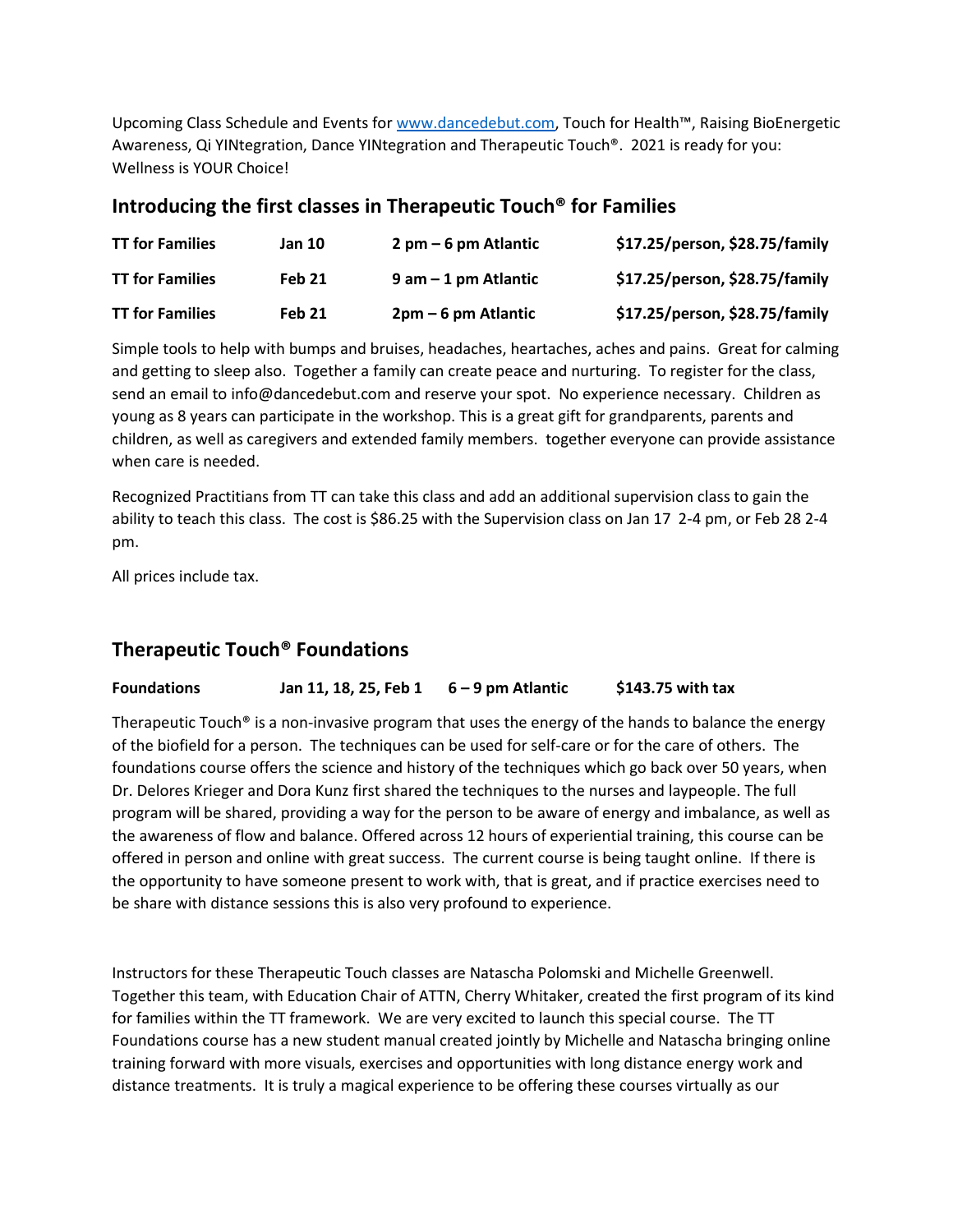Upcoming Class Schedule and Events for www.dancedebut.com, Touch for Health™, Raising BioEnergetic Awareness, Qi YINtegration, Dance YINtegration and Therapeutic Touch®. 2021 is ready for you: Wellness is YOUR Choice!

## Introducing the first classes in Therapeutic Touch® for Families

| **TT for Families** | **Jan 10** | **2 pm – 6 pm Atlantic** | **$17.25/person, $28.75/family** |
|---|---|---|---|
| **TT for Families** | **Feb 21** | **9 am – 1 pm Atlantic** | **$17.25/person, $28.75/family** |
| **TT for Families** | **Feb 21** | **2pm – 6 pm Atlantic** | **$17.25/person, $28.75/family** |

Simple tools to help with bumps and bruises, headaches, heartaches, aches and pains. Great for calming and getting to sleep also. Together a family can create peace and nurturing. To register for the class, send an email to info@dancedebut.com and reserve your spot. No experience necessary. Children as young as 8 years can participate in the workshop. This is a great gift for grandparents, parents and children, as well as caregivers and extended family members. together everyone can provide assistance when care is needed.

Recognized Practitians from TT can take this class and add an additional supervision class to gain the ability to teach this class. The cost is $86.25 with the Supervision class on Jan 17 2-4 pm, or Feb 28 2-4 pm.

All prices include tax.

## Therapeutic Touch® Foundations

| **Foundations** | **Jan 11, 18, 25, Feb 1** | **6 – 9 pm Atlantic** | **$143.75 with tax** |
|---|---|---|---|

Therapeutic Touch® is a non-invasive program that uses the energy of the hands to balance the energy of the biofield for a person. The techniques can be used for self-care or for the care of others. The foundations course offers the science and history of the techniques which go back over 50 years, when Dr. Delores Krieger and Dora Kunz first shared the techniques to the nurses and laypeople. The full program will be shared, providing a way for the person to be aware of energy and imbalance, as well as the awareness of flow and balance. Offered across 12 hours of experiential training, this course can be offered in person and online with great success. The current course is being taught online. If there is the opportunity to have someone present to work with, that is great, and if practice exercises need to be share with distance sessions this is also very profound to experience.

Instructors for these Therapeutic Touch classes are Natascha Polomski and Michelle Greenwell. Together this team, with Education Chair of ATTN, Cherry Whitaker, created the first program of its kind for families within the TT framework. We are very excited to launch this special course. The TT Foundations course has a new student manual created jointly by Michelle and Natascha bringing online training forward with more visuals, exercises and opportunities with long distance energy work and distance treatments. It is truly a magical experience to be offering these courses virtually as our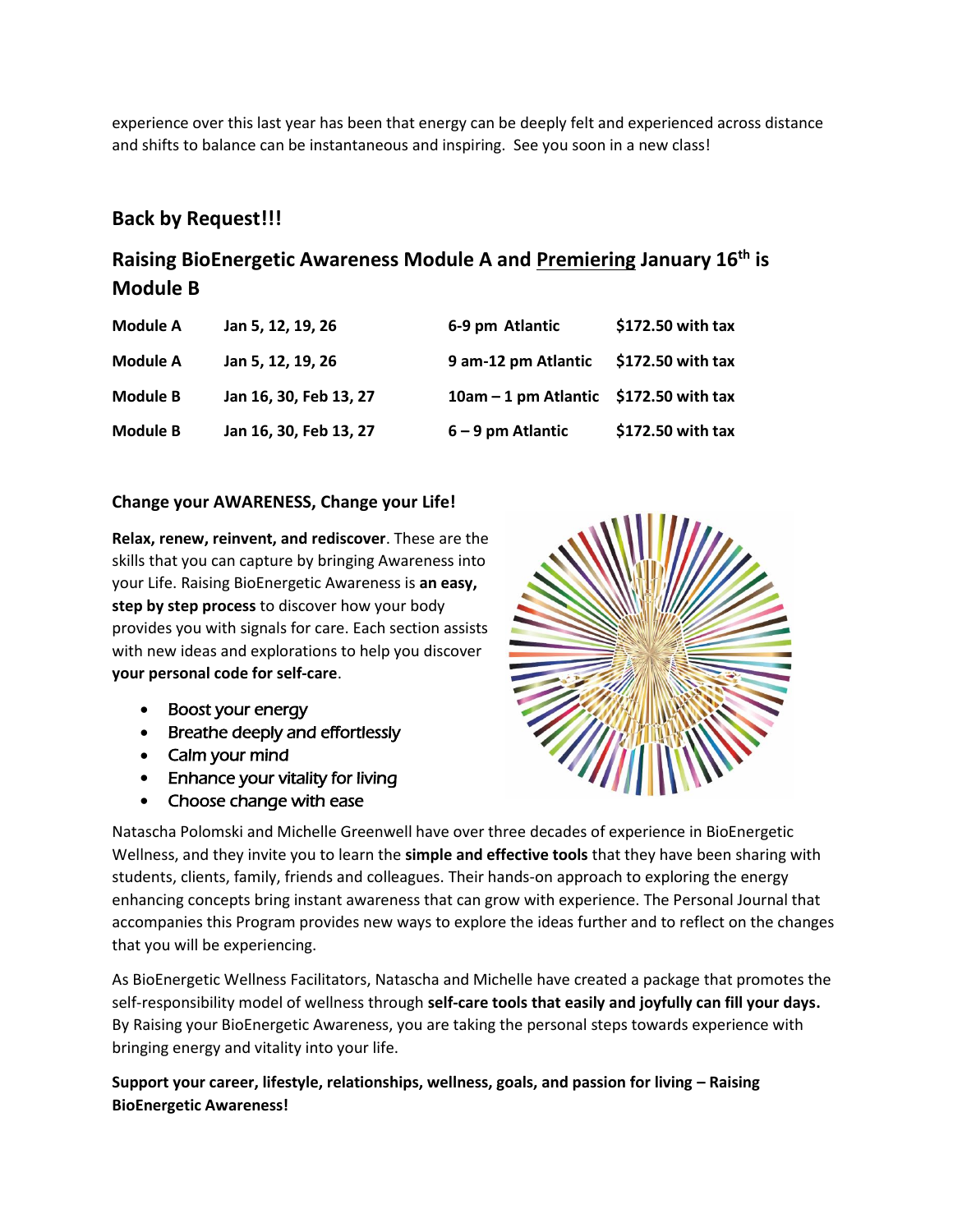experience over this last year has been that energy can be deeply felt and experienced across distance and shifts to balance can be instantaneous and inspiring. See you soon in a new class!

## Back by Request!!!

## Raising BioEnergetic Awareness Module A and <u>Premiering</u> January 16th is Module B

| | | | |
|---|---|---|---|
| **Module A** | **Jan 5, 12, 19, 26** | **6-9 pm Atlantic** | **$172.50 with tax** |
| **Module A** | **Jan 5, 12, 19, 26** | **9 am-12 pm Atlantic** | **$172.50 with tax** |
| **Module B** | **Jan 16, 30, Feb 13, 27** | **10am – 1 pm Atlantic** | **$172.50 with tax** |
| **Module B** | **Jan 16, 30, Feb 13, 27** | **6 – 9 pm Atlantic** | **$172.50 with tax** |

### Change your AWARENESS, Change your Life!

**Relax, renew, reinvent, and rediscover**. These are the skills that you can capture by bringing Awareness into your Life. Raising BioEnergetic Awareness is **an easy, step by step process** to discover how your body provides you with signals for care. Each section assists with new ideas and explorations to help you discover **your personal code for self-care**.

- Boost your energy
- Breathe deeply and effortlessly
- Calm your mind
- Enhance your vitality for living
- Choose change with ease

Natascha Polomski and Michelle Greenwell have over three decades of experience in BioEnergetic Wellness, and they invite you to learn the **simple and effective tools** that they have been sharing with students, clients, family, friends and colleagues. Their hands-on approach to exploring the energy enhancing concepts bring instant awareness that can grow with experience. The Personal Journal that accompanies this Program provides new ways to explore the ideas further and to reflect on the changes that you will be experiencing.

As BioEnergetic Wellness Facilitators, Natascha and Michelle have created a package that promotes the self-responsibility model of wellness through **self-care tools that easily and joyfully can fill your days.** By Raising your BioEnergetic Awareness, you are taking the personal steps towards experience with bringing energy and vitality into your life.

**Support your career, lifestyle, relationships, wellness, goals, and passion for living – Raising BioEnergetic Awareness!**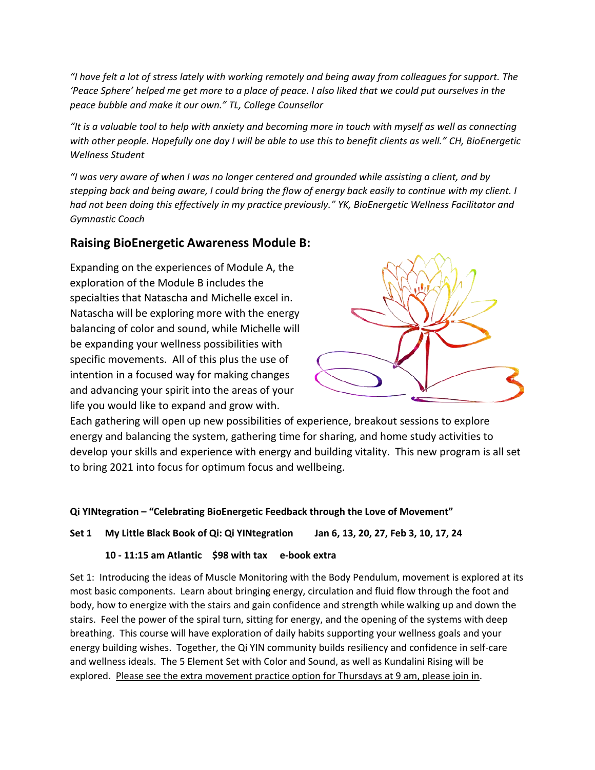*"I have felt a lot of stress lately with working remotely and being away from colleagues for support. The 'Peace Sphere' helped me get more to a place of peace. I also liked that we could put ourselves in the peace bubble and make it our own." TL, College Counsellor*

*"It is a valuable tool to help with anxiety and becoming more in touch with myself as well as connecting with other people. Hopefully one day I will be able to use this to benefit clients as well." CH, BioEnergetic Wellness Student*

*"I was very aware of when I was no longer centered and grounded while assisting a client, and by stepping back and being aware, I could bring the flow of energy back easily to continue with my client. I had not been doing this effectively in my practice previously." YK, BioEnergetic Wellness Facilitator and Gymnastic Coach*

## Raising BioEnergetic Awareness Module B:

Expanding on the experiences of Module A, the exploration of the Module B includes the specialties that Natascha and Michelle excel in. Natascha will be exploring more with the energy balancing of color and sound, while Michelle will be expanding your wellness possibilities with specific movements. All of this plus the use of intention in a focused way for making changes and advancing your spirit into the areas of your life you would like to expand and grow with. Each gathering will open up new possibilities of experience, breakout sessions to explore energy and balancing the system, gathering time for sharing, and home study activities to develop your skills and experience with energy and building vitality. This new program is all set to bring 2021 into focus for optimum focus and wellbeing.

**Qi YINtegration – "Celebrating BioEnergetic Feedback through the Love of Movement"**

**Set 1 My Little Black Book of Qi: Qi YINtegration Jan 6, 13, 20, 27, Feb 3, 10, 17, 24**

**10 - 11:15 am Atlantic $98 with tax e-book extra**

Set 1: Introducing the ideas of Muscle Monitoring with the Body Pendulum, movement is explored at its most basic components. Learn about bringing energy, circulation and fluid flow through the foot and body, how to energize with the stairs and gain confidence and strength while walking up and down the stairs. Feel the power of the spiral turn, sitting for energy, and the opening of the systems with deep breathing. This course will have exploration of daily habits supporting your wellness goals and your energy building wishes. Together, the Qi YIN community builds resiliency and confidence in self-care and wellness ideals. The 5 Element Set with Color and Sound, as well as Kundalini Rising will be explored. Please see the extra movement practice option for Thursdays at 9 am, please join in.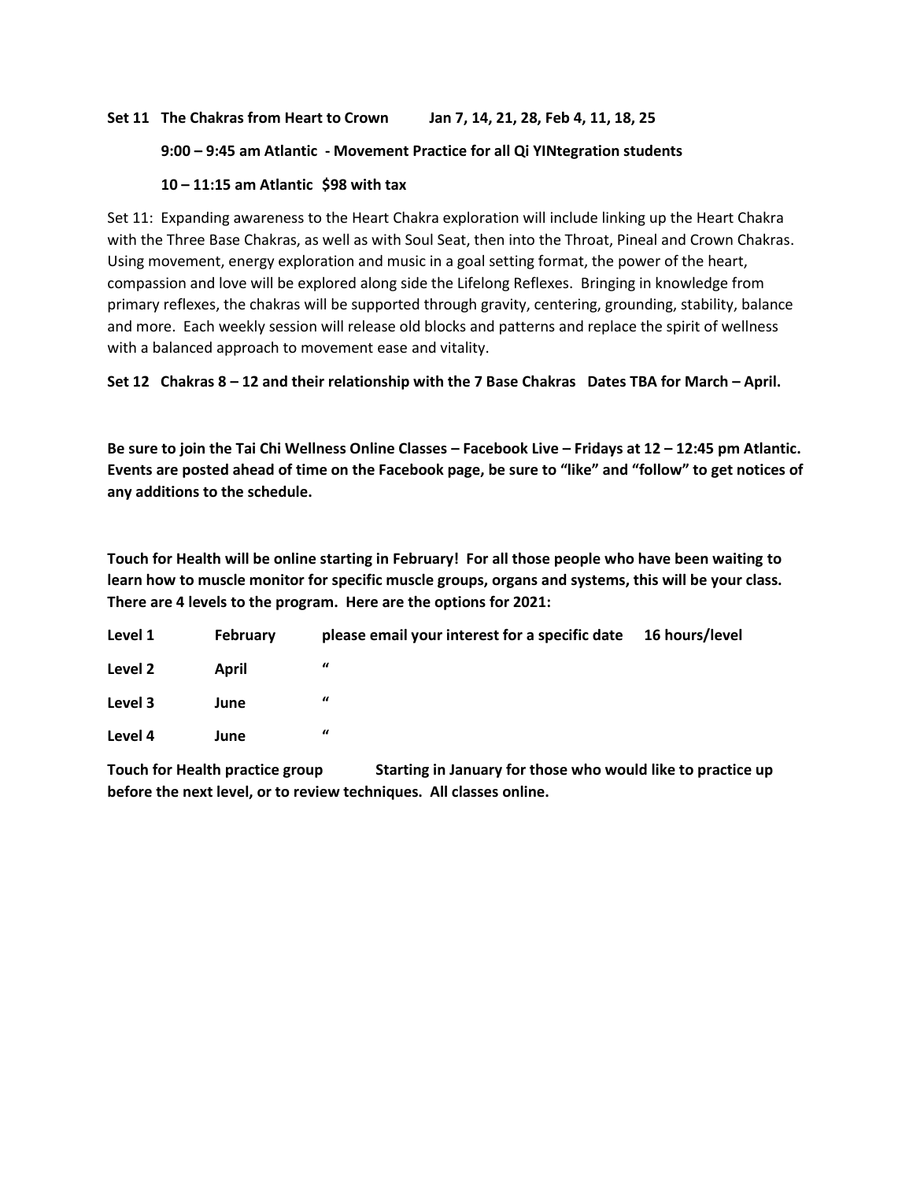**Set 11 The Chakras from Heart to Crown Jan 7, 14, 21, 28, Feb 4, 11, 18, 25**

**9:00 – 9:45 am Atlantic - Movement Practice for all Qi YINtegration students**

**10 – 11:15 am Atlantic $98 with tax**

Set 11: Expanding awareness to the Heart Chakra exploration will include linking up the Heart Chakra with the Three Base Chakras, as well as with Soul Seat, then into the Throat, Pineal and Crown Chakras. Using movement, energy exploration and music in a goal setting format, the power of the heart, compassion and love will be explored along side the Lifelong Reflexes. Bringing in knowledge from primary reflexes, the chakras will be supported through gravity, centering, grounding, stability, balance and more. Each weekly session will release old blocks and patterns and replace the spirit of wellness with a balanced approach to movement ease and vitality.

**Set 12 Chakras 8 – 12 and their relationship with the 7 Base Chakras Dates TBA for March – April.**

**Be sure to join the Tai Chi Wellness Online Classes – Facebook Live – Fridays at 12 – 12:45 pm Atlantic. Events are posted ahead of time on the Facebook page, be sure to "like" and "follow" to get notices of any additions to the schedule.**

**Touch for Health will be online starting in February! For all those people who have been waiting to learn how to muscle monitor for specific muscle groups, organs and systems, this will be your class. There are 4 levels to the program. Here are the options for 2021:**

| | | | |
|---|---|---|---|
| **Level 1** | **February** | **please email your interest for a specific date** | **16 hours/level** |
| **Level 2** | **April** | **"** | |
| **Level 3** | **June** | **"** | |
| **Level 4** | **June** | **"** | |

**Touch for Health practice group Starting in January for those who would like to practice up before the next level, or to review techniques. All classes online.**